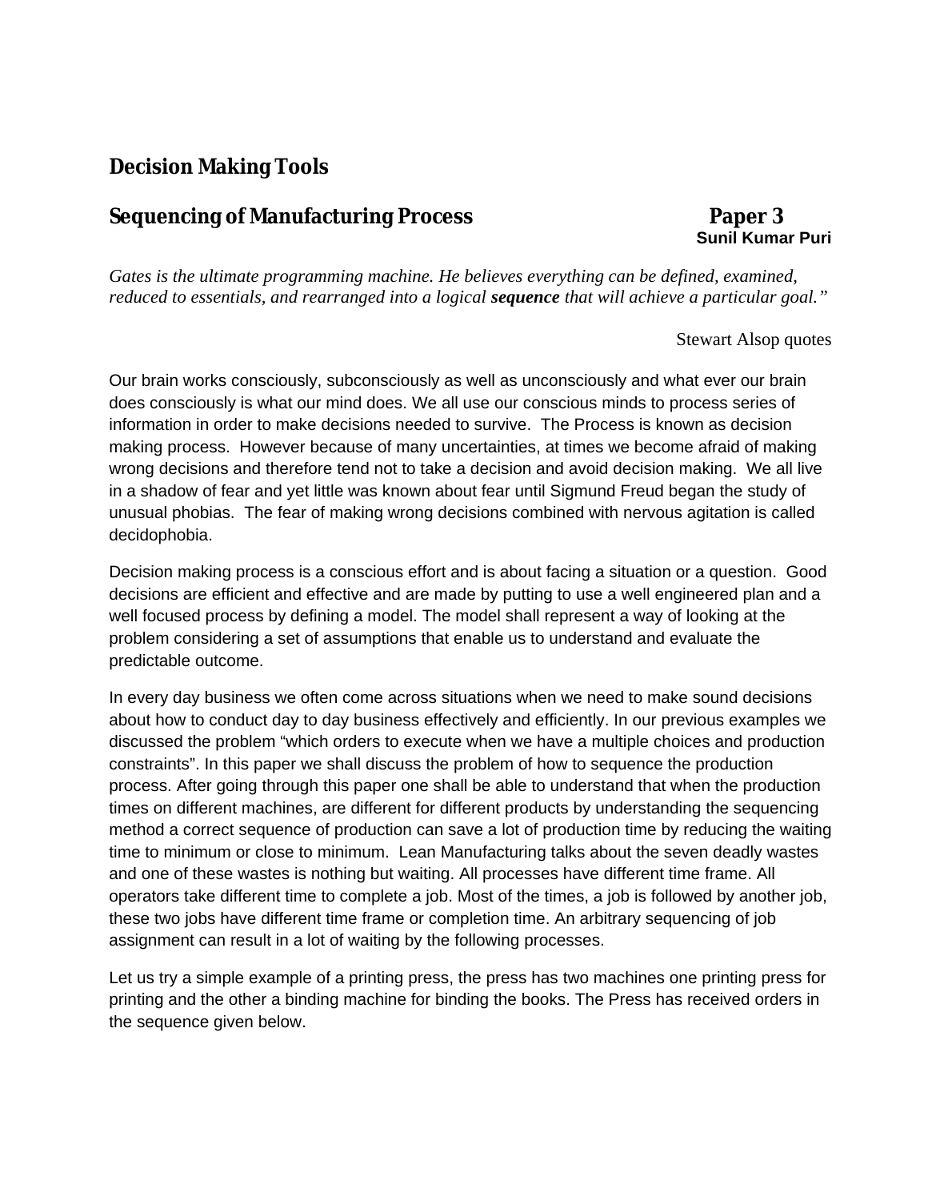## Decision Making Tools

## Sequencing of Manufacturing Process — Paper 3

**Sunil Kumar Puri**

*Gates is the ultimate programming machine. He believes everything can be defined, examined, reduced to essentials, and rearranged into a logical **sequence** that will achieve a particular goal."*

Stewart Alsop quotes

Our brain works consciously, subconsciously as well as unconsciously and what ever our brain does consciously is what our mind does. We all use our conscious minds to process series of information in order to make decisions needed to survive. The Process is known as decision making process. However because of many uncertainties, at times we become afraid of making wrong decisions and therefore tend not to take a decision and avoid decision making. We all live in a shadow of fear and yet little was known about fear until Sigmund Freud began the study of unusual phobias. The fear of making wrong decisions combined with nervous agitation is called decidophobia.

Decision making process is a conscious effort and is about facing a situation or a question. Good decisions are efficient and effective and are made by putting to use a well engineered plan and a well focused process by defining a model. The model shall represent a way of looking at the problem considering a set of assumptions that enable us to understand and evaluate the predictable outcome.

In every day business we often come across situations when we need to make sound decisions about how to conduct day to day business effectively and efficiently. In our previous examples we discussed the problem "which orders to execute when we have a multiple choices and production constraints". In this paper we shall discuss the problem of how to sequence the production process. After going through this paper one shall be able to understand that when the production times on different machines, are different for different products by understanding the sequencing method a correct sequence of production can save a lot of production time by reducing the waiting time to minimum or close to minimum. Lean Manufacturing talks about the seven deadly wastes and one of these wastes is nothing but waiting. All processes have different time frame. All operators take different time to complete a job. Most of the times, a job is followed by another job, these two jobs have different time frame or completion time. An arbitrary sequencing of job assignment can result in a lot of waiting by the following processes.

Let us try a simple example of a printing press, the press has two machines one printing press for printing and the other a binding machine for binding the books. The Press has received orders in the sequence given below.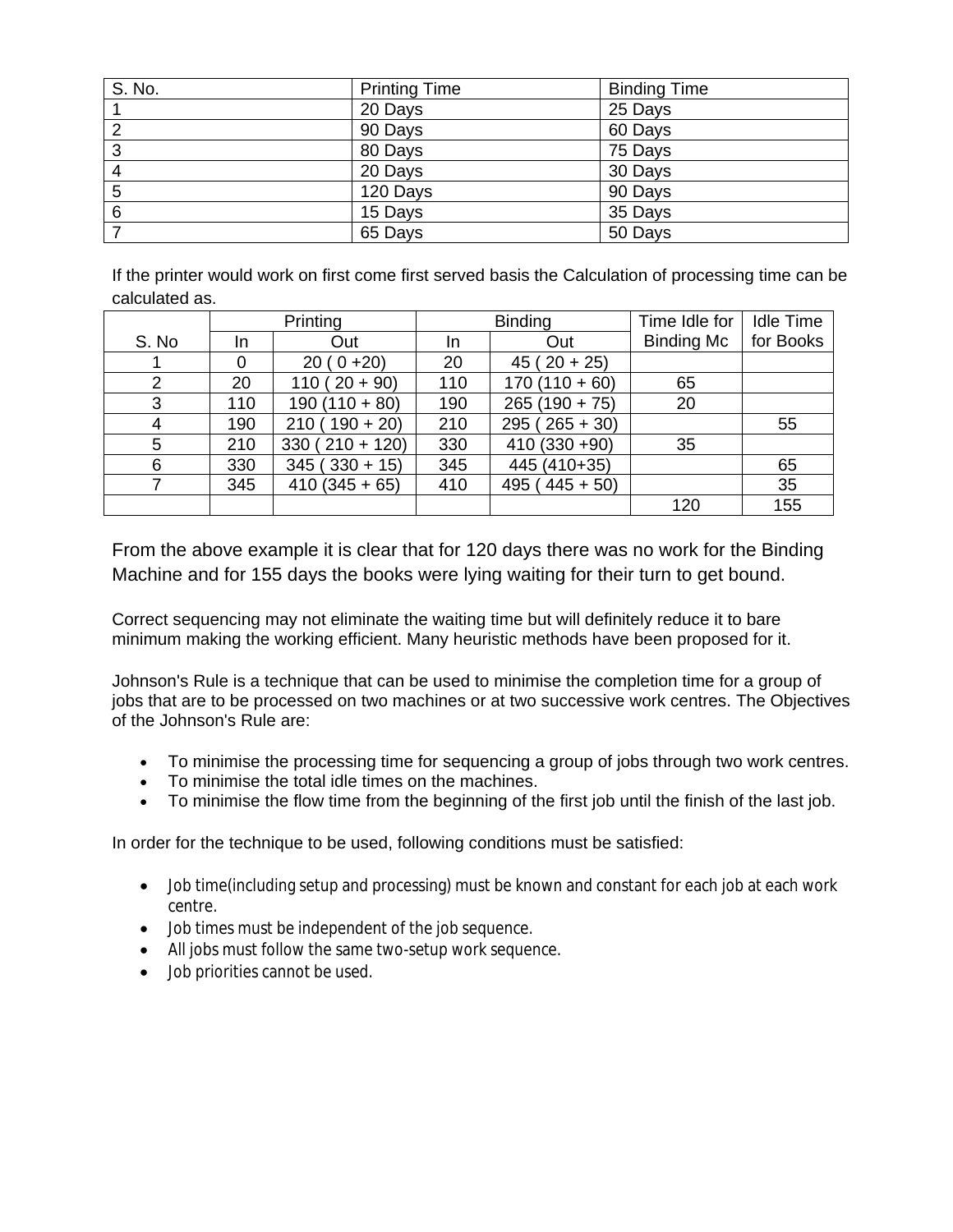| S. No. | Printing Time | Binding Time |
|---|---|---|
| 1 | 20 Days | 25 Days |
| 2 | 90 Days | 60 Days |
| 3 | 80 Days | 75 Days |
| 4 | 20 Days | 30 Days |
| 5 | 120 Days | 90 Days |
| 6 | 15 Days | 35 Days |
| 7 | 65 Days | 50 Days |

If the printer would work on first come first served basis the Calculation of processing time can be calculated as.

| S. No | Printing | | Binding | | Time Idle for Binding Mc | Idle Time for Books |
|---|---|---|---|---|---|---|
| | In | Out | In | Out | | |
| 1 | 0 | 20 ( 0 +20) | 20 | 45 ( 20 + 25) | | |
| 2 | 20 | 110 ( 20 + 90) | 110 | 170 (110 + 60) | 65 | |
| 3 | 110 | 190 (110 + 80) | 190 | 265 (190 + 75) | 20 | |
| 4 | 190 | 210 ( 190 + 20) | 210 | 295 ( 265 + 30) | | 55 |
| 5 | 210 | 330 ( 210 + 120) | 330 | 410 (330 +90) | 35 | |
| 6 | 330 | 345 ( 330 + 15) | 345 | 445 (410+35) | | 65 |
| 7 | 345 | 410 (345 + 65) | 410 | 495 ( 445 + 50) | | 35 |
| | | | | | 120 | 155 |

From the above example it is clear that for 120 days there was no work for the Binding Machine and for 155 days the books were lying waiting for their turn to get bound.

Correct sequencing may not eliminate the waiting time but will definitely reduce it to bare minimum making the working efficient. Many heuristic methods have been proposed for it.

Johnson's Rule is a technique that can be used to minimise the completion time for a group of jobs that are to be processed on two machines or at two successive work centres. The Objectives of the Johnson's Rule are:

- To minimise the processing time for sequencing a group of jobs through two work centres.
- To minimise the total idle times on the machines.
- To minimise the flow time from the beginning of the first job until the finish of the last job.

In order for the technique to be used, following conditions must be satisfied:

- Job time(including setup and processing) must be known and constant for each job at each work centre.
- Job times must be independent of the job sequence.
- All jobs must follow the same two-setup work sequence.
- Job priorities cannot be used.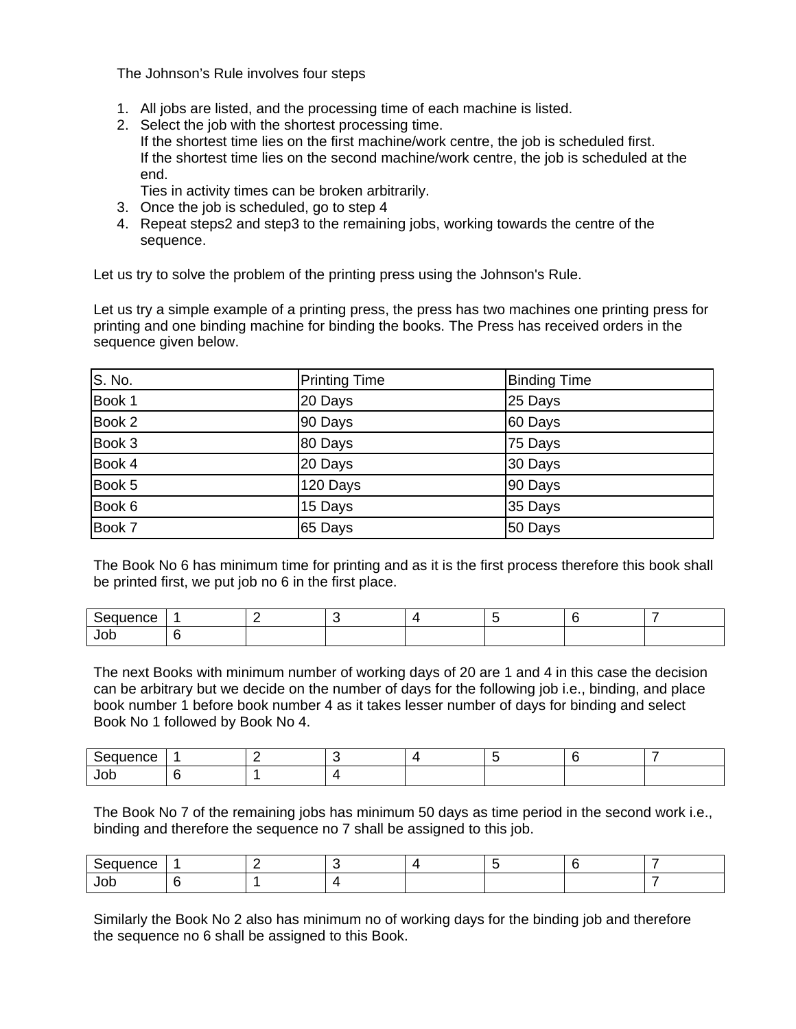The Johnson's Rule involves four steps

1. All jobs are listed, and the processing time of each machine is listed.
2. Select the job with the shortest processing time.
   If the shortest time lies on the first machine/work centre, the job is scheduled first.
   If the shortest time lies on the second machine/work centre, the job is scheduled at the end.
   Ties in activity times can be broken arbitrarily.
3. Once the job is scheduled, go to step 4
4. Repeat steps2 and step3 to the remaining jobs, working towards the centre of the sequence.

Let us try to solve the problem of the printing press using the Johnson's Rule.

Let us try a simple example of a printing press, the press has two machines one printing press for printing and one binding machine for binding the books. The Press has received orders in the sequence given below.

| S. No. | Printing Time | Binding Time |
|---|---|---|
| Book 1 | 20 Days | 25 Days |
| Book 2 | 90 Days | 60 Days |
| Book 3 | 80 Days | 75 Days |
| Book 4 | 20 Days | 30 Days |
| Book 5 | 120 Days | 90 Days |
| Book 6 | 15 Days | 35 Days |
| Book 7 | 65 Days | 50 Days |

The Book No 6 has minimum time for printing and as it is the first process therefore this book shall be printed first, we put job no 6 in the first place.

| Sequence | 1 | 2 | 3 | 4 | 5 | 6 | 7 |
|---|---|---|---|---|---|---|---|
| Job | 6 | | | | | | |

The next Books with minimum number of working days of 20 are 1 and 4 in this case the decision can be arbitrary but we decide on the number of days for the following job i.e., binding, and place book number 1 before book number 4 as it takes lesser number of days for binding and select Book No 1 followed by Book No 4.

| Sequence | 1 | 2 | 3 | 4 | 5 | 6 | 7 |
|---|---|---|---|---|---|---|---|
| Job | 6 | 1 | 4 | | | | |

The Book No 7 of the remaining jobs has minimum 50 days as time period in the second work i.e., binding and therefore the sequence no 7 shall be assigned to this job.

| Sequence | 1 | 2 | 3 | 4 | 5 | 6 | 7 |
|---|---|---|---|---|---|---|---|
| Job | 6 | 1 | 4 | | | | 7 |

Similarly the Book No 2 also has minimum no of working days for the binding job and therefore the sequence no 6 shall be assigned to this Book.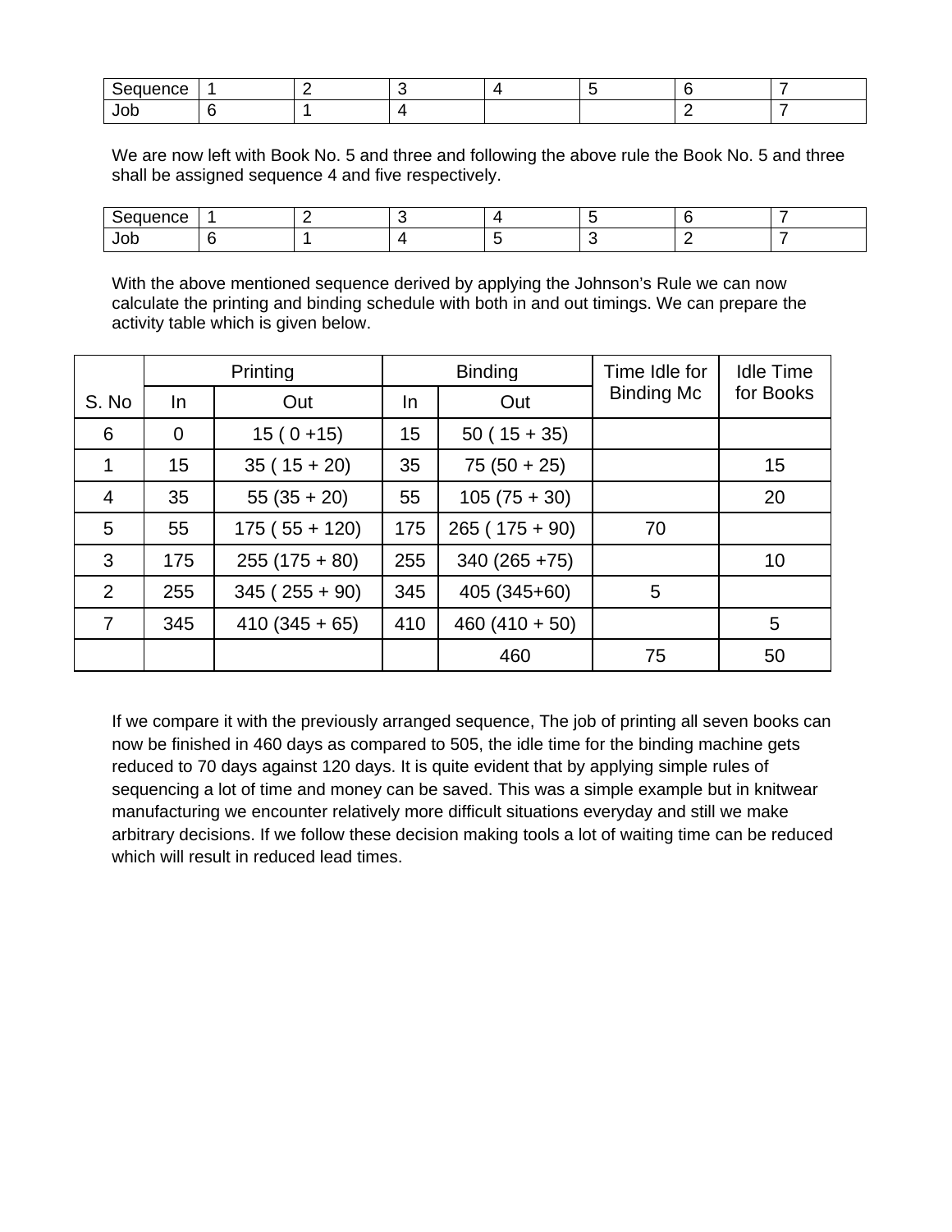| Sequence | 1 | 2 | 3 | 4 | 5 | 6 | 7 |
|---|---|---|---|---|---|---|---|
| Job | 6 | 1 | 4 | | | 2 | 7 |

We are now left with Book No. 5 and three and following the above rule the Book No. 5 and three shall be assigned sequence 4 and five respectively.

| Sequence | 1 | 2 | 3 | 4 | 5 | 6 | 7 |
|---|---|---|---|---|---|---|---|
| Job | 6 | 1 | 4 | 5 | 3 | 2 | 7 |

With the above mentioned sequence derived by applying the Johnson's Rule we can now calculate the printing and binding schedule with both in and out timings. We can prepare the activity table which is given below.

| | Printing | | Binding | | Time Idle for Binding Mc | Idle Time for Books |
|---|---|---|---|---|---|---|
| S. No | In | Out | In | Out | | |
| 6 | 0 | 15 ( 0 +15) | 15 | 50 ( 15 + 35) | | |
| 1 | 15 | 35 ( 15 + 20) | 35 | 75 (50 + 25) | | 15 |
| 4 | 35 | 55 (35 + 20) | 55 | 105 (75 + 30) | | 20 |
| 5 | 55 | 175 ( 55 + 120) | 175 | 265 ( 175 + 90) | 70 | |
| 3 | 175 | 255 (175 + 80) | 255 | 340 (265 +75) | | 10 |
| 2 | 255 | 345 ( 255 + 90) | 345 | 405 (345+60) | 5 | |
| 7 | 345 | 410 (345 + 65) | 410 | 460 (410 + 50) | | 5 |
| | | | | 460 | 75 | 50 |

If we compare it with the previously arranged sequence, The job of printing all seven books can now be finished in 460 days as compared to 505, the idle time for the binding machine gets reduced to 70 days against 120 days. It is quite evident that by applying simple rules of sequencing a lot of time and money can be saved. This was a simple example but in knitwear manufacturing we encounter relatively more difficult situations everyday and still we make arbitrary decisions. If we follow these decision making tools a lot of waiting time can be reduced which will result in reduced lead times.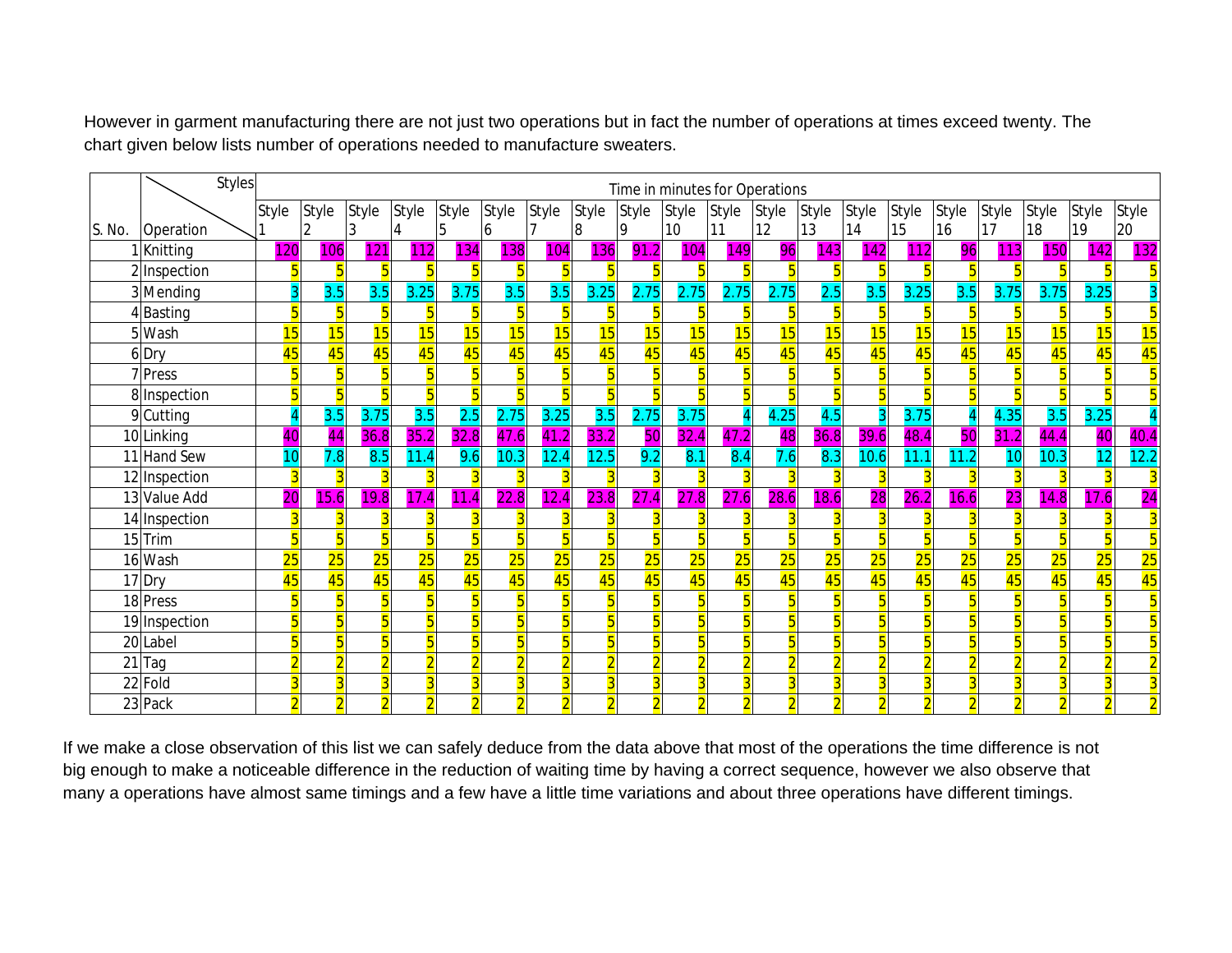However in garment manufacturing there are not just two operations but in fact the number of operations at times exceed twenty. The chart given below lists number of operations needed to manufacture sweaters.

| S. No. | Operation \ Styles | Time in minutes for Operations | | | | | | | | | | | | | | | | | | | |
|---|---|---|---|---|---|---|---|---|---|---|---|---|---|---|---|---|---|---|---|---|---|
| | | Style 1 | Style 2 | Style 3 | Style 4 | Style 5 | Style 6 | Style 7 | Style 8 | Style 9 | Style 10 | Style 11 | Style 12 | Style 13 | Style 14 | Style 15 | Style 16 | Style 17 | Style 18 | Style 19 | Style 20 |
| 1 | Knitting | 120 | 106 | 121 | 112 | 134 | 138 | 104 | 136 | 91.2 | 104 | 149 | 96 | 143 | 142 | 112 | 96 | 113 | 150 | 142 | 132 |
| 2 | Inspection | 5 | 5 | 5 | 5 | 5 | 5 | 5 | 5 | 5 | 5 | 5 | 5 | 5 | 5 | 5 | 5 | 5 | 5 | 5 | 5 |
| 3 | Mending | 3 | 3.5 | 3.5 | 3.25 | 3.75 | 3.5 | 3.5 | 3.25 | 2.75 | 2.75 | 2.75 | 2.75 | 2.5 | 3.5 | 3.25 | 3.5 | 3.75 | 3.75 | 3.25 | 3 |
| 4 | Basting | 5 | 5 | 5 | 5 | 5 | 5 | 5 | 5 | 5 | 5 | 5 | 5 | 5 | 5 | 5 | 5 | 5 | 5 | 5 | 5 |
| 5 | Wash | 15 | 15 | 15 | 15 | 15 | 15 | 15 | 15 | 15 | 15 | 15 | 15 | 15 | 15 | 15 | 15 | 15 | 15 | 15 | 15 |
| 6 | Dry | 45 | 45 | 45 | 45 | 45 | 45 | 45 | 45 | 45 | 45 | 45 | 45 | 45 | 45 | 45 | 45 | 45 | 45 | 45 | 45 |
| 7 | Press | 5 | 5 | 5 | 5 | 5 | 5 | 5 | 5 | 5 | 5 | 5 | 5 | 5 | 5 | 5 | 5 | 5 | 5 | 5 | 5 |
| 8 | Inspection | 5 | 5 | 5 | 5 | 5 | 5 | 5 | 5 | 5 | 5 | 5 | 5 | 5 | 5 | 5 | 5 | 5 | 5 | 5 | 5 |
| 9 | Cutting | 4 | 3.5 | 3.75 | 3.5 | 2.5 | 2.75 | 3.25 | 3.5 | 2.75 | 3.75 | 4 | 4.25 | 4.5 | 3 | 3.75 | 4 | 4.35 | 3.5 | 3.25 | 4 |
| 10 | Linking | 40 | 44 | 36.8 | 35.2 | 32.8 | 47.6 | 41.2 | 33.2 | 50 | 32.4 | 47.2 | 48 | 36.8 | 39.6 | 48.4 | 50 | 31.2 | 44.4 | 40 | 40.4 |
| 11 | Hand Sew | 10 | 7.8 | 8.5 | 11.4 | 9.6 | 10.3 | 12.4 | 12.5 | 9.2 | 8.1 | 8.4 | 7.6 | 8.3 | 10.6 | 11.1 | 11.2 | 10 | 10.3 | 12 | 12.2 |
| 12 | Inspection | 3 | 3 | 3 | 3 | 3 | 3 | 3 | 3 | 3 | 3 | 3 | 3 | 3 | 3 | 3 | 3 | 3 | 3 | 3 | 3 |
| 13 | Value Add | 20 | 15.6 | 19.8 | 17.4 | 11.4 | 22.8 | 12.4 | 23.8 | 27.4 | 27.8 | 27.6 | 28.6 | 18.6 | 28 | 26.2 | 16.6 | 23 | 14.8 | 17.6 | 24 |
| 14 | Inspection | 3 | 3 | 3 | 3 | 3 | 3 | 3 | 3 | 3 | 3 | 3 | 3 | 3 | 3 | 3 | 3 | 3 | 3 | 3 | 3 |
| 15 | Trim | 5 | 5 | 5 | 5 | 5 | 5 | 5 | 5 | 5 | 5 | 5 | 5 | 5 | 5 | 5 | 5 | 5 | 5 | 5 | 5 |
| 16 | Wash | 25 | 25 | 25 | 25 | 25 | 25 | 25 | 25 | 25 | 25 | 25 | 25 | 25 | 25 | 25 | 25 | 25 | 25 | 25 | 25 |
| 17 | Dry | 45 | 45 | 45 | 45 | 45 | 45 | 45 | 45 | 45 | 45 | 45 | 45 | 45 | 45 | 45 | 45 | 45 | 45 | 45 | 45 |
| 18 | Press | 5 | 5 | 5 | 5 | 5 | 5 | 5 | 5 | 5 | 5 | 5 | 5 | 5 | 5 | 5 | 5 | 5 | 5 | 5 | 5 |
| 19 | Inspection | 5 | 5 | 5 | 5 | 5 | 5 | 5 | 5 | 5 | 5 | 5 | 5 | 5 | 5 | 5 | 5 | 5 | 5 | 5 | 5 |
| 20 | Label | 5 | 5 | 5 | 5 | 5 | 5 | 5 | 5 | 5 | 5 | 5 | 5 | 5 | 5 | 5 | 5 | 5 | 5 | 5 | 5 |
| 21 | Tag | 2 | 2 | 2 | 2 | 2 | 2 | 2 | 2 | 2 | 2 | 2 | 2 | 2 | 2 | 2 | 2 | 2 | 2 | 2 | 2 |
| 22 | Fold | 3 | 3 | 3 | 3 | 3 | 3 | 3 | 3 | 3 | 3 | 3 | 3 | 3 | 3 | 3 | 3 | 3 | 3 | 3 | 3 |
| 23 | Pack | 2 | 2 | 2 | 2 | 2 | 2 | 2 | 2 | 2 | 2 | 2 | 2 | 2 | 2 | 2 | 2 | 2 | 2 | 2 | 2 |

If we make a close observation of this list we can safely deduce from the data above that most of the operations the time difference is not big enough to make a noticeable difference in the reduction of waiting time by having a correct sequence, however we also observe that many a operations have almost same timings and a few have a little time variations and about three operations have different timings.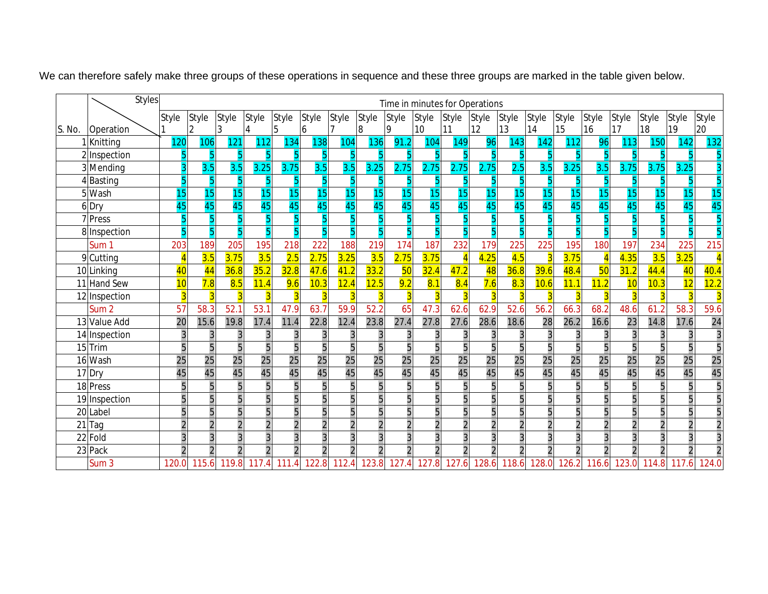We can therefore safely make three groups of these operations in sequence and these three groups are marked in the table given below.

| S. No. | Operation \ Styles | Style 1 | Style 2 | Style 3 | Style 4 | Style 5 | Style 6 | Style 7 | Style 8 | Style 9 | Style 10 | Style 11 | Style 12 | Style 13 | Style 14 | Style 15 | Style 16 | Style 17 | Style 18 | Style 19 | Style 20 |
|---|---|---|---|---|---|---|---|---|---|---|---|---|---|---|---|---|---|---|---|---|---|
| | | Time in minutes for Operations | | | | | | | | | | | | | | | | | | | |
| 1 | Knitting | 120 | 106 | 121 | 112 | 134 | 138 | 104 | 136 | 91.2 | 104 | 149 | 96 | 143 | 142 | 112 | 96 | 113 | 150 | 142 | 132 |
| 2 | Inspection | 5 | 5 | 5 | 5 | 5 | 5 | 5 | 5 | 5 | 5 | 5 | 5 | 5 | 5 | 5 | 5 | 5 | 5 | 5 | 5 |
| 3 | Mending | 3 | 3.5 | 3.5 | 3.25 | 3.75 | 3.5 | 3.5 | 3.25 | 2.75 | 2.75 | 2.75 | 2.75 | 2.5 | 3.5 | 3.25 | 3.5 | 3.75 | 3.75 | 3.25 | 3 |
| 4 | Basting | 5 | 5 | 5 | 5 | 5 | 5 | 5 | 5 | 5 | 5 | 5 | 5 | 5 | 5 | 5 | 5 | 5 | 5 | 5 | 5 |
| 5 | Wash | 15 | 15 | 15 | 15 | 15 | 15 | 15 | 15 | 15 | 15 | 15 | 15 | 15 | 15 | 15 | 15 | 15 | 15 | 15 | 15 |
| 6 | Dry | 45 | 45 | 45 | 45 | 45 | 45 | 45 | 45 | 45 | 45 | 45 | 45 | 45 | 45 | 45 | 45 | 45 | 45 | 45 | 45 |
| 7 | Press | 5 | 5 | 5 | 5 | 5 | 5 | 5 | 5 | 5 | 5 | 5 | 5 | 5 | 5 | 5 | 5 | 5 | 5 | 5 | 5 |
| 8 | Inspection | 5 | 5 | 5 | 5 | 5 | 5 | 5 | 5 | 5 | 5 | 5 | 5 | 5 | 5 | 5 | 5 | 5 | 5 | 5 | 5 |
| | Sum 1 | 203 | 189 | 205 | 195 | 218 | 222 | 188 | 219 | 174 | 187 | 232 | 179 | 225 | 225 | 195 | 180 | 197 | 234 | 225 | 215 |
| 9 | Cutting | 4 | 3.5 | 3.75 | 3.5 | 2.5 | 2.75 | 3.25 | 3.5 | 2.75 | 3.75 | 4 | 4.25 | 4.5 | 3 | 3.75 | 4 | 4.35 | 3.5 | 3.25 | 4 |
| 10 | Linking | 40 | 44 | 36.8 | 35.2 | 32.8 | 47.6 | 41.2 | 33.2 | 50 | 32.4 | 47.2 | 48 | 36.8 | 39.6 | 48.4 | 50 | 31.2 | 44.4 | 40 | 40.4 |
| 11 | Hand Sew | 10 | 7.8 | 8.5 | 11.4 | 9.6 | 10.3 | 12.4 | 12.5 | 9.2 | 8.1 | 8.4 | 7.6 | 8.3 | 10.6 | 11.1 | 11.2 | 10 | 10.3 | 12 | 12.2 |
| 12 | Inspection | 3 | 3 | 3 | 3 | 3 | 3 | 3 | 3 | 3 | 3 | 3 | 3 | 3 | 3 | 3 | 3 | 3 | 3 | 3 | 3 |
| | Sum 2 | 57 | 58.3 | 52.1 | 53.1 | 47.9 | 63.7 | 59.9 | 52.2 | 65 | 47.3 | 62.6 | 62.9 | 52.6 | 56.2 | 66.3 | 68.2 | 48.6 | 61.2 | 58.3 | 59.6 |
| 13 | Value Add | 20 | 15.6 | 19.8 | 17.4 | 11.4 | 22.8 | 12.4 | 23.8 | 27.4 | 27.8 | 27.6 | 28.6 | 18.6 | 28 | 26.2 | 16.6 | 23 | 14.8 | 17.6 | 24 |
| 14 | Inspection | 3 | 3 | 3 | 3 | 3 | 3 | 3 | 3 | 3 | 3 | 3 | 3 | 3 | 3 | 3 | 3 | 3 | 3 | 3 | 3 |
| 15 | Trim | 5 | 5 | 5 | 5 | 5 | 5 | 5 | 5 | 5 | 5 | 5 | 5 | 5 | 5 | 5 | 5 | 5 | 5 | 5 | 5 |
| 16 | Wash | 25 | 25 | 25 | 25 | 25 | 25 | 25 | 25 | 25 | 25 | 25 | 25 | 25 | 25 | 25 | 25 | 25 | 25 | 25 | 25 |
| 17 | Dry | 45 | 45 | 45 | 45 | 45 | 45 | 45 | 45 | 45 | 45 | 45 | 45 | 45 | 45 | 45 | 45 | 45 | 45 | 45 | 45 |
| 18 | Press | 5 | 5 | 5 | 5 | 5 | 5 | 5 | 5 | 5 | 5 | 5 | 5 | 5 | 5 | 5 | 5 | 5 | 5 | 5 | 5 |
| 19 | Inspection | 5 | 5 | 5 | 5 | 5 | 5 | 5 | 5 | 5 | 5 | 5 | 5 | 5 | 5 | 5 | 5 | 5 | 5 | 5 | 5 |
| 20 | Label | 5 | 5 | 5 | 5 | 5 | 5 | 5 | 5 | 5 | 5 | 5 | 5 | 5 | 5 | 5 | 5 | 5 | 5 | 5 | 5 |
| 21 | Tag | 2 | 2 | 2 | 2 | 2 | 2 | 2 | 2 | 2 | 2 | 2 | 2 | 2 | 2 | 2 | 2 | 2 | 2 | 2 | 2 |
| 22 | Fold | 3 | 3 | 3 | 3 | 3 | 3 | 3 | 3 | 3 | 3 | 3 | 3 | 3 | 3 | 3 | 3 | 3 | 3 | 3 | 3 |
| 23 | Pack | 2 | 2 | 2 | 2 | 2 | 2 | 2 | 2 | 2 | 2 | 2 | 2 | 2 | 2 | 2 | 2 | 2 | 2 | 2 | 2 |
| | Sum 3 | 120.0 | 115.6 | 119.8 | 117.4 | 111.4 | 122.8 | 112.4 | 123.8 | 127.4 | 127.8 | 127.6 | 128.6 | 118.6 | 128.0 | 126.2 | 116.6 | 123.0 | 114.8 | 117.6 | 124.0 |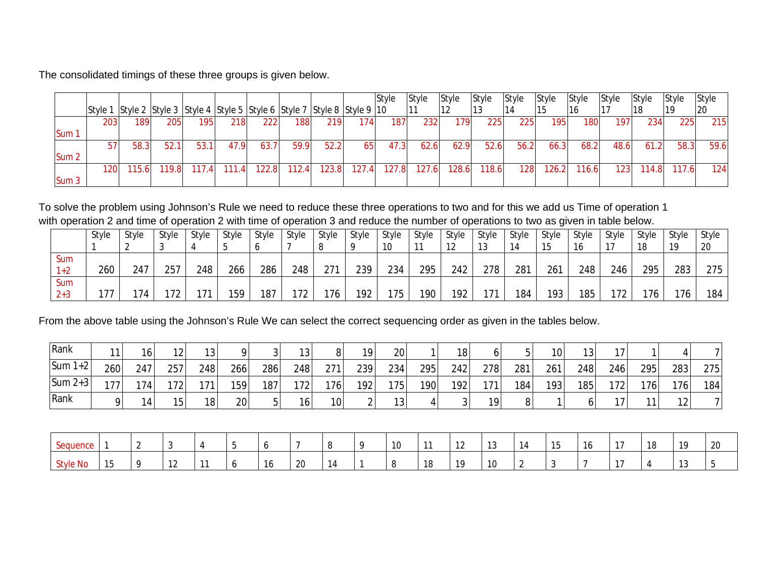The consolidated timings of these three groups is given below.

| | Style 1 | Style 2 | Style 3 | Style 4 | Style 5 | Style 6 | Style 7 | Style 8 | Style 9 | Style 10 | Style 11 | Style 12 | Style 13 | Style 14 | Style 15 | Style 16 | Style 17 | Style 18 | Style 19 | Style 20 |
|---|---|---|---|---|---|---|---|---|---|---|---|---|---|---|---|---|---|---|---|---|
| Sum 1 | 203 | 189 | 205 | 195 | 218 | 222 | 188 | 219 | 174 | 187 | 232 | 179 | 225 | 225 | 195 | 180 | 197 | 234 | 225 | 215 |
| Sum 2 | 57 | 58.3 | 52.1 | 53.1 | 47.9 | 63.7 | 59.9 | 52.2 | 65 | 47.3 | 62.6 | 62.9 | 52.6 | 56.2 | 66.3 | 68.2 | 48.6 | 61.2 | 58.3 | 59.6 |
| Sum 3 | 120 | 115.6 | 119.8 | 117.4 | 111.4 | 122.8 | 112.4 | 123.8 | 127.4 | 127.8 | 127.6 | 128.6 | 118.6 | 128 | 126.2 | 116.6 | 123 | 114.8 | 117.6 | 124 |

To solve the problem using Johnson's Rule we need to reduce these three operations to two and for this we add us Time of operation 1 with operation 2 and time of operation 2 with time of operation 3 and reduce the number of operations to two as given in table below.

| | Style 1 | Style 2 | Style 3 | Style 4 | Style 5 | Style 6 | Style 7 | Style 8 | Style 9 | Style 10 | Style 11 | Style 12 | Style 13 | Style 14 | Style 15 | Style 16 | Style 17 | Style 18 | Style 19 | Style 20 |
|---|---|---|---|---|---|---|---|---|---|---|---|---|---|---|---|---|---|---|---|---|
| Sum 1+2 | 260 | 247 | 257 | 248 | 266 | 286 | 248 | 271 | 239 | 234 | 295 | 242 | 278 | 281 | 261 | 248 | 246 | 295 | 283 | 275 |
| Sum 2+3 | 177 | 174 | 172 | 171 | 159 | 187 | 172 | 176 | 192 | 175 | 190 | 192 | 171 | 184 | 193 | 185 | 172 | 176 | 176 | 184 |

From the above table using the Johnson's Rule We can select the correct sequencing order as given in the tables below.

| | | | | | | | | | | | | | | | | | | | | |
|---|---|---|---|---|---|---|---|---|---|---|---|---|---|---|---|---|---|---|---|---|
| Rank | 11 | 16 | 12 | 13 | 9 | 3 | 13 | 8 | 19 | 20 | 1 | 18 | 6 | 5 | 10 | 13 | 17 | 1 | 4 | 7 |
| Sum 1+2 | 260 | 247 | 257 | 248 | 266 | 286 | 248 | 271 | 239 | 234 | 295 | 242 | 278 | 281 | 261 | 248 | 246 | 295 | 283 | 275 |
| Sum 2+3 | 177 | 174 | 172 | 171 | 159 | 187 | 172 | 176 | 192 | 175 | 190 | 192 | 171 | 184 | 193 | 185 | 172 | 176 | 176 | 184 |
| Rank | 9 | 14 | 15 | 18 | 20 | 5 | 16 | 10 | 2 | 13 | 4 | 3 | 19 | 8 | 1 | 6 | 17 | 11 | 12 | 7 |

| Sequence | 1 | 2 | 3 | 4 | 5 | 6 | 7 | 8 | 9 | 10 | 11 | 12 | 13 | 14 | 15 | 16 | 17 | 18 | 19 | 20 |
|---|---|---|---|---|---|---|---|---|---|---|---|---|---|---|---|---|---|---|---|---|
| Style No | 15 | 9 | 12 | 11 | 6 | 16 | 20 | 14 | 1 | 8 | 18 | 19 | 10 | 2 | 3 | 7 | 17 | 4 | 13 | 5 |